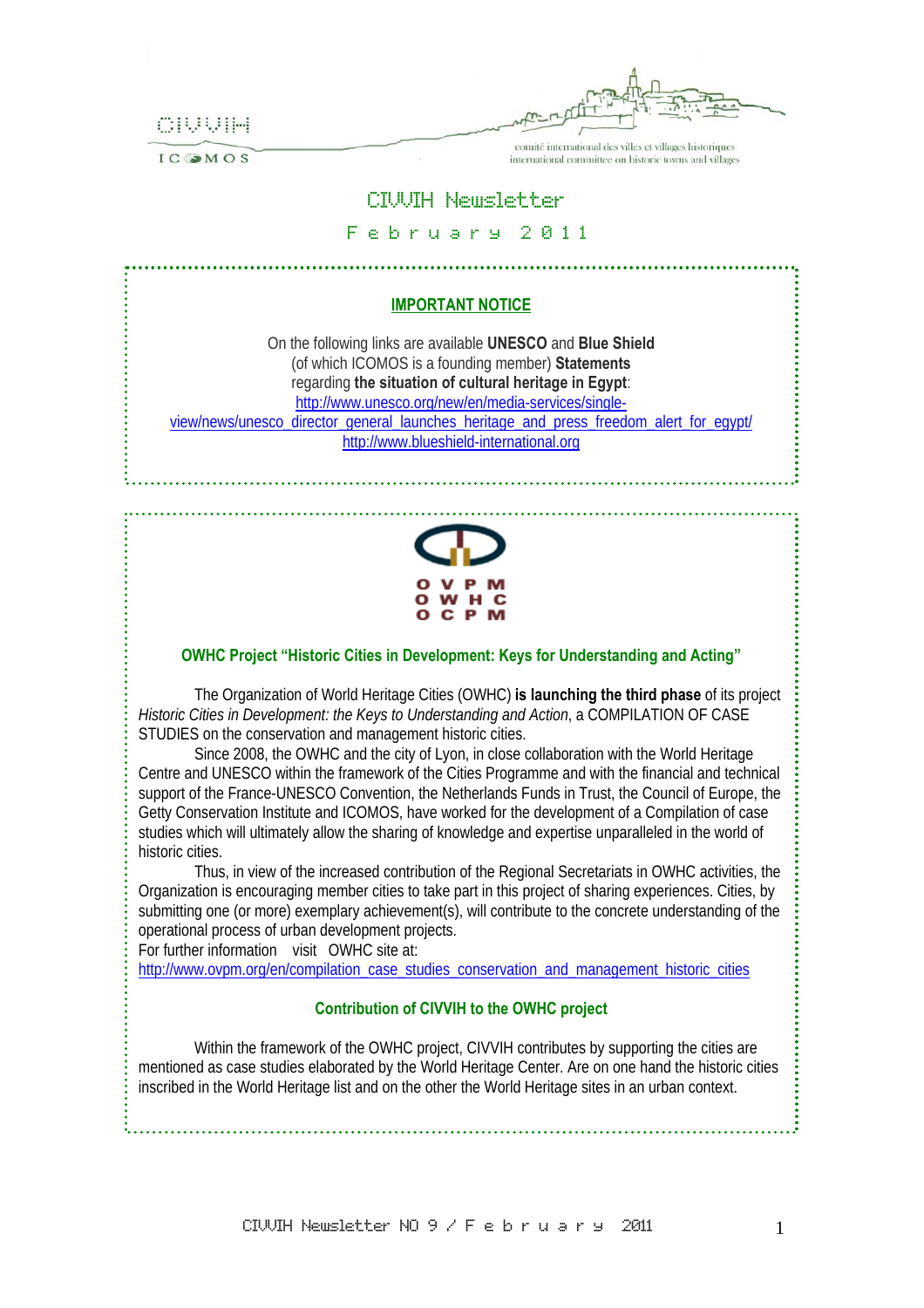CIVVIH

ICOMOS

comité international des villes et villages historiques
international committee on historic towns and villages

# CIVVIH Newsletter

## February 2011

### IMPORTANT NOTICE

On the following links are available **UNESCO** and **Blue Shield** (of which ICOMOS is a founding member) **Statements** regarding **the situation of cultural heritage in Egypt**:
http://www.unesco.org/new/en/media-services/single-view/news/unesco_director_general_launches_heritage_and_press_freedom_alert_for_egypt/
http://www.blueshield-international.org

OVPM
OWHC
OCPM

### OWHC Project "Historic Cities in Development: Keys for Understanding and Acting"

The Organization of World Heritage Cities (OWHC) **is launching the third phase** of its project *Historic Cities in Development: the Keys to Understanding and Action*, a COMPILATION OF CASE STUDIES on the conservation and management historic cities.

Since 2008, the OWHC and the city of Lyon, in close collaboration with the World Heritage Centre and UNESCO within the framework of the Cities Programme and with the financial and technical support of the France-UNESCO Convention, the Netherlands Funds in Trust, the Council of Europe, the Getty Conservation Institute and ICOMOS, have worked for the development of a Compilation of case studies which will ultimately allow the sharing of knowledge and expertise unparalleled in the world of historic cities.

Thus, in view of the increased contribution of the Regional Secretariats in OWHC activities, the Organization is encouraging member cities to take part in this project of sharing experiences. Cities, by submitting one (or more) exemplary achievement(s), will contribute to the concrete understanding of the operational process of urban development projects.

For further information visit OWHC site at:
http://www.ovpm.org/en/compilation_case_studies_conservation_and_management_historic_cities

### Contribution of CIVVIH to the OWHC project

Within the framework of the OWHC project, CIVVIH contributes by supporting the cities are mentioned as case studies elaborated by the World Heritage Center. Are on one hand the historic cities inscribed in the World Heritage list and on the other the World Heritage sites in an urban context.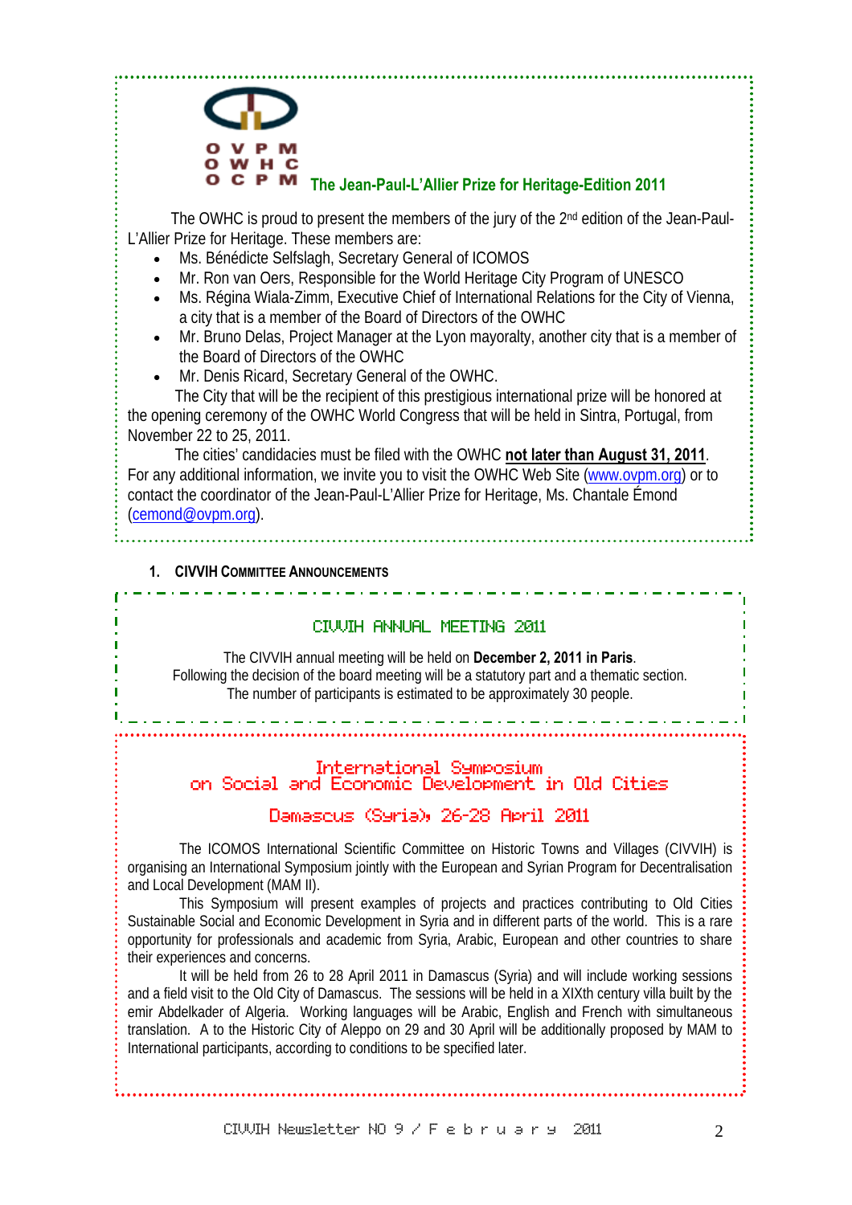OVPM
OWHC
OCPM

## The Jean-Paul-L'Allier Prize for Heritage-Edition 2011

The OWHC is proud to present the members of the jury of the 2nd edition of the Jean-Paul-L'Allier Prize for Heritage. These members are:

- Ms. Bénédicte Selfslagh, Secretary General of ICOMOS
- Mr. Ron van Oers, Responsible for the World Heritage City Program of UNESCO
- Ms. Régina Wiala-Zimm, Executive Chief of International Relations for the City of Vienna, a city that is a member of the Board of Directors of the OWHC
- Mr. Bruno Delas, Project Manager at the Lyon mayoralty, another city that is a member of the Board of Directors of the OWHC
- Mr. Denis Ricard, Secretary General of the OWHC.

The City that will be the recipient of this prestigious international prize will be honored at the opening ceremony of the OWHC World Congress that will be held in Sintra, Portugal, from November 22 to 25, 2011.

The cities' candidacies must be filed with the OWHC **not later than August 31, 2011**. For any additional information, we invite you to visit the OWHC Web Site (www.ovpm.org) or to contact the coordinator of the Jean-Paul-L'Allier Prize for Heritage, Ms. Chantale Émond (cemond@ovpm.org).

## 1. CIVVIH Committee Announcements

### CIVVIH ANNUAL MEETING 2011

The CIVVIH annual meeting will be held on **December 2, 2011 in Paris**.
Following the decision of the board meeting will be a statutory part and a thematic section.
The number of participants is estimated to be approximately 30 people.

### International Symposium on Social and Economic Development in Old Cities

### Damascus (Syria), 26-28 April 2011

The ICOMOS International Scientific Committee on Historic Towns and Villages (CIVVIH) is organising an International Symposium jointly with the European and Syrian Program for Decentralisation and Local Development (MAM II).

This Symposium will present examples of projects and practices contributing to Old Cities Sustainable Social and Economic Development in Syria and in different parts of the world. This is a rare opportunity for professionals and academic from Syria, Arabic, European and other countries to share their experiences and concerns.

It will be held from 26 to 28 April 2011 in Damascus (Syria) and will include working sessions and a field visit to the Old City of Damascus. The sessions will be held in a XIXth century villa built by the emir Abdelkader of Algeria. Working languages will be Arabic, English and French with simultaneous translation. A to the Historic City of Aleppo on 29 and 30 April will be additionally proposed by MAM to International participants, according to conditions to be specified later.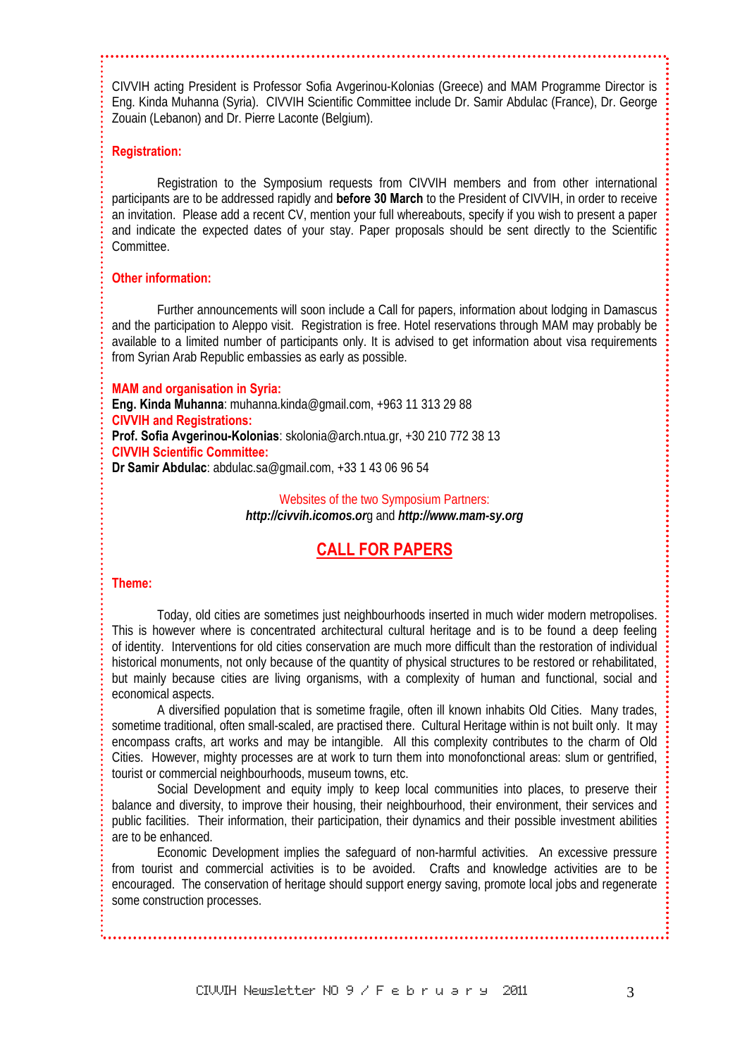CIVVIH acting President is Professor Sofia Avgerinou-Kolonias (Greece) and MAM Programme Director is Eng. Kinda Muhanna (Syria). CIVVIH Scientific Committee include Dr. Samir Abdulac (France), Dr. George Zouain (Lebanon) and Dr. Pierre Laconte (Belgium).

### Registration:

Registration to the Symposium requests from CIVVIH members and from other international participants are to be addressed rapidly and **before 30 March** to the President of CIVVIH, in order to receive an invitation. Please add a recent CV, mention your full whereabouts, specify if you wish to present a paper and indicate the expected dates of your stay. Paper proposals should be sent directly to the Scientific Committee.

### Other information:

Further announcements will soon include a Call for papers, information about lodging in Damascus and the participation to Aleppo visit. Registration is free. Hotel reservations through MAM may probably be available to a limited number of participants only. It is advised to get information about visa requirements from Syrian Arab Republic embassies as early as possible.

### MAM and organisation in Syria:

**Eng. Kinda Muhanna**: muhanna.kinda@gmail.com, +963 11 313 29 88

### CIVVIH and Registrations:

**Prof. Sofia Avgerinou-Kolonias**: skolonia@arch.ntua.gr, +30 210 772 38 13

### CIVVIH Scientific Committee:

**Dr Samir Abdulac**: abdulac.sa@gmail.com, +33 1 43 06 96 54

Websites of the two Symposium Partners:
***http://civvih.icomos.or*g** and ***http://www.mam-sy.org***

## CALL FOR PAPERS

### Theme:

Today, old cities are sometimes just neighbourhoods inserted in much wider modern metropolises. This is however where is concentrated architectural cultural heritage and is to be found a deep feeling of identity. Interventions for old cities conservation are much more difficult than the restoration of individual historical monuments, not only because of the quantity of physical structures to be restored or rehabilitated, but mainly because cities are living organisms, with a complexity of human and functional, social and economical aspects.

A diversified population that is sometime fragile, often ill known inhabits Old Cities. Many trades, sometime traditional, often small-scaled, are practised there. Cultural Heritage within is not built only. It may encompass crafts, art works and may be intangible. All this complexity contributes to the charm of Old Cities. However, mighty processes are at work to turn them into monofonctional areas: slum or gentrified, tourist or commercial neighbourhoods, museum towns, etc.

Social Development and equity imply to keep local communities into places, to preserve their balance and diversity, to improve their housing, their neighbourhood, their environment, their services and public facilities. Their information, their participation, their dynamics and their possible investment abilities are to be enhanced.

Economic Development implies the safeguard of non-harmful activities. An excessive pressure from tourist and commercial activities is to be avoided. Crafts and knowledge activities are to be encouraged. The conservation of heritage should support energy saving, promote local jobs and regenerate some construction processes.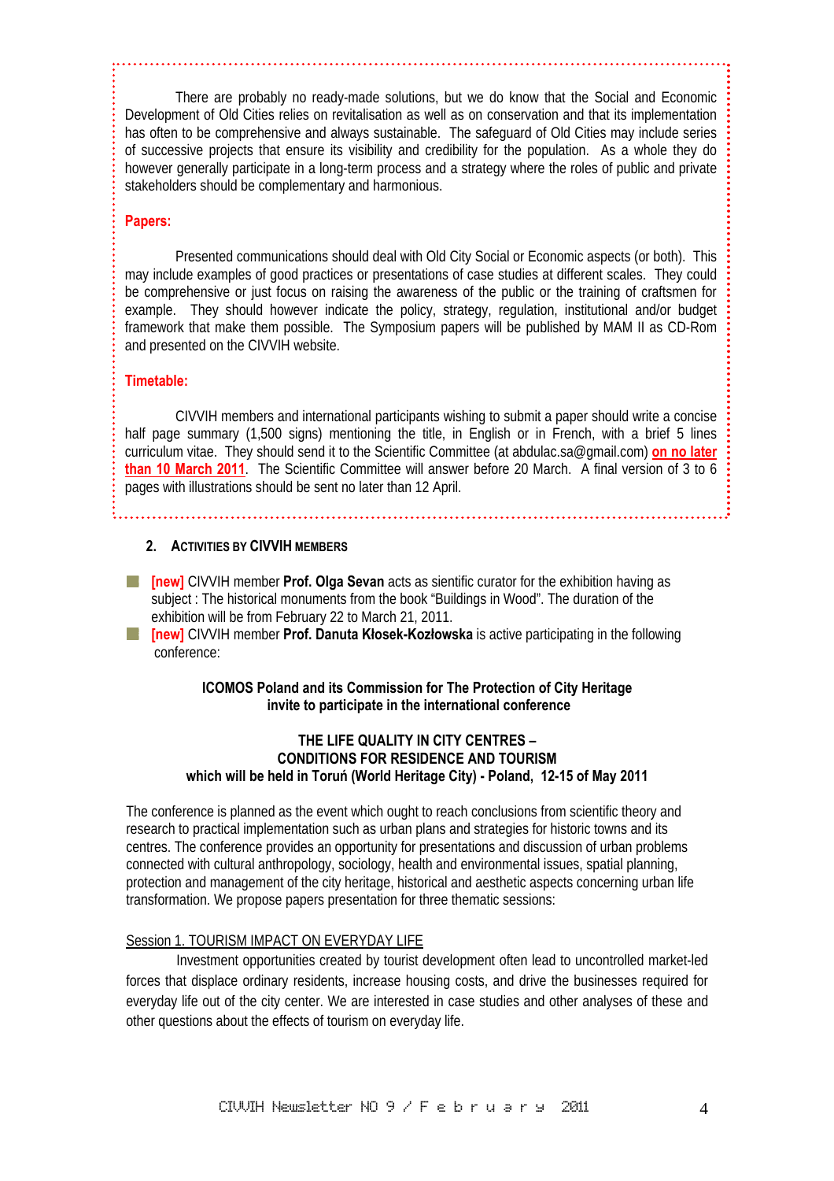There are probably no ready-made solutions, but we do know that the Social and Economic Development of Old Cities relies on revitalisation as well as on conservation and that its implementation has often to be comprehensive and always sustainable. The safeguard of Old Cities may include series of successive projects that ensure its visibility and credibility for the population. As a whole they do however generally participate in a long-term process and a strategy where the roles of public and private stakeholders should be complementary and harmonious.

**Papers:**

Presented communications should deal with Old City Social or Economic aspects (or both). This may include examples of good practices or presentations of case studies at different scales. They could be comprehensive or just focus on raising the awareness of the public or the training of craftsmen for example. They should however indicate the policy, strategy, regulation, institutional and/or budget framework that make them possible. The Symposium papers will be published by MAM II as CD-Rom and presented on the CIVVIH website.

**Timetable:**

CIVVIH members and international participants wishing to submit a paper should write a concise half page summary (1,500 signs) mentioning the title, in English or in French, with a brief 5 lines curriculum vitae. They should send it to the Scientific Committee (at abdulac.sa@gmail.com) **on no later than 10 March 2011**. The Scientific Committee will answer before 20 March. A final version of 3 to 6 pages with illustrations should be sent no later than 12 April.

## 2. ACTIVITIES BY CIVVIH MEMBERS

- **[new]** CIVVIH member **Prof. Olga Sevan** acts as sientific curator for the exhibition having as subject : The historical monuments from the book "Buildings in Wood". The duration of the exhibition will be from February 22 to March 21, 2011.
- **[new]** CIVVIH member **Prof. Danuta Kłosek-Kozłowska** is active participating in the following conference:

**ICOMOS Poland and its Commission for The Protection of City Heritage invite to participate in the international conference**

**THE LIFE QUALITY IN CITY CENTRES – CONDITIONS FOR RESIDENCE AND TOURISM which will be held in Toruń (World Heritage City) - Poland, 12-15 of May 2011**

The conference is planned as the event which ought to reach conclusions from scientific theory and research to practical implementation such as urban plans and strategies for historic towns and its centres. The conference provides an opportunity for presentations and discussion of urban problems connected with cultural anthropology, sociology, health and environmental issues, spatial planning, protection and management of the city heritage, historical and aesthetic aspects concerning urban life transformation. We propose papers presentation for three thematic sessions:

Session 1. TOURISM IMPACT ON EVERYDAY LIFE

Investment opportunities created by tourist development often lead to uncontrolled market-led forces that displace ordinary residents, increase housing costs, and drive the businesses required for everyday life out of the city center. We are interested in case studies and other analyses of these and other questions about the effects of tourism on everyday life.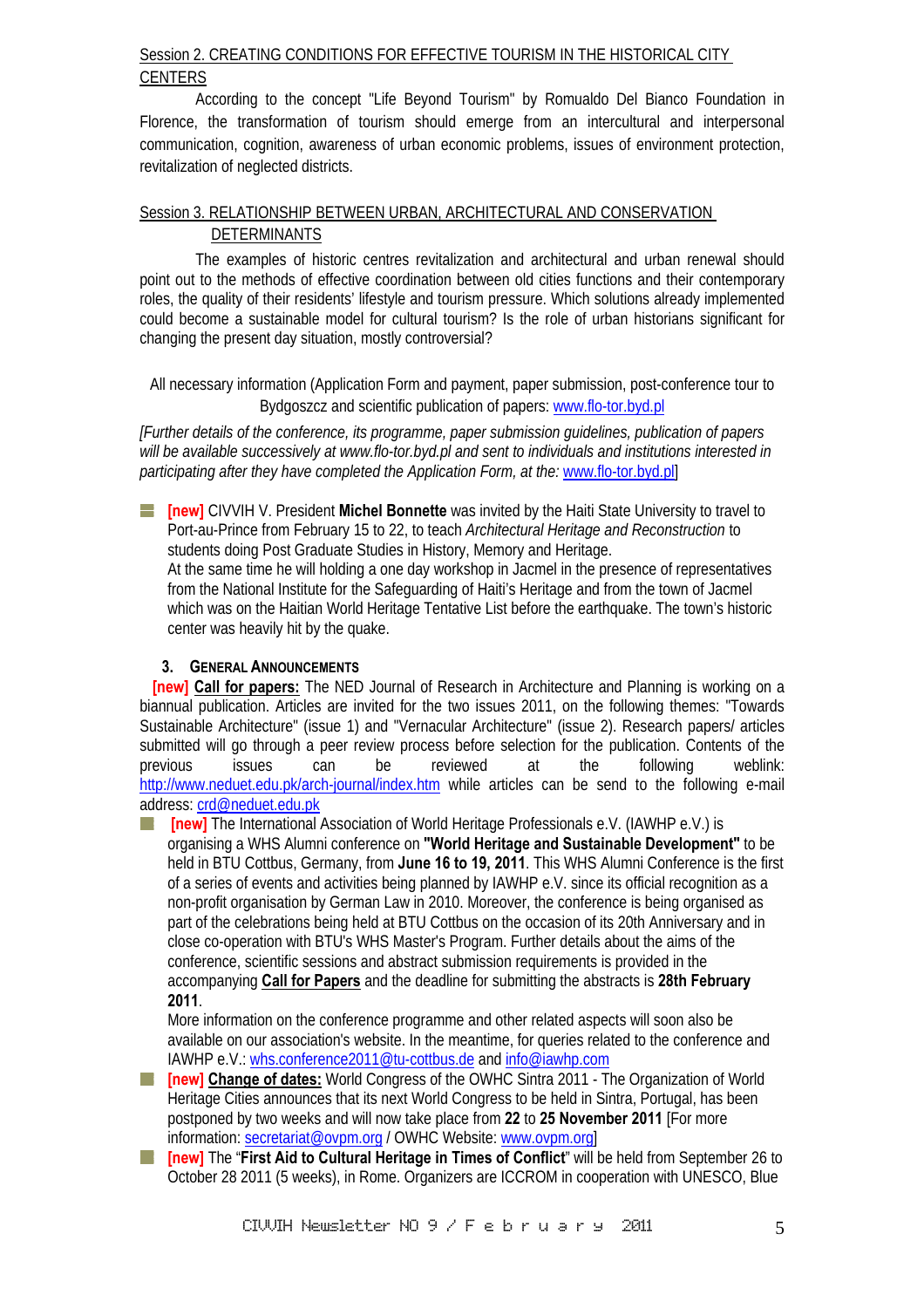Session 2. CREATING CONDITIONS FOR EFFECTIVE TOURISM IN THE HISTORICAL CITY CENTERS

According to the concept "Life Beyond Tourism" by Romualdo Del Bianco Foundation in Florence, the transformation of tourism should emerge from an intercultural and interpersonal communication, cognition, awareness of urban economic problems, issues of environment protection, revitalization of neglected districts.

Session 3. RELATIONSHIP BETWEEN URBAN, ARCHITECTURAL AND CONSERVATION DETERMINANTS

The examples of historic centres revitalization and architectural and urban renewal should point out to the methods of effective coordination between old cities functions and their contemporary roles, the quality of their residents' lifestyle and tourism pressure. Which solutions already implemented could become a sustainable model for cultural tourism? Is the role of urban historians significant for changing the present day situation, mostly controversial?

All necessary information (Application Form and payment, paper submission, post-conference tour to Bydgoszcz and scientific publication of papers: www.flo-tor.byd.pl

*[Further details of the conference, its programme, paper submission guidelines, publication of papers will be available successively at www.flo-tor.byd.pl and sent to individuals and institutions interested in participating after they have completed the Application Form, at the:* www.flo-tor.byd.pl]

- **[new]** CIVVIH V. President **Michel Bonnette** was invited by the Haiti State University to travel to Port-au-Prince from February 15 to 22, to teach *Architectural Heritage and Reconstruction* to students doing Post Graduate Studies in History, Memory and Heritage.
  At the same time he will holding a one day workshop in Jacmel in the presence of representatives from the National Institute for the Safeguarding of Haiti's Heritage and from the town of Jacmel which was on the Haitian World Heritage Tentative List before the earthquake. The town's historic center was heavily hit by the quake.

## 3. General Announcements

**[new]** **Call for papers:** The NED Journal of Research in Architecture and Planning is working on a biannual publication. Articles are invited for the two issues 2011, on the following themes: "Towards Sustainable Architecture" (issue 1) and "Vernacular Architecture" (issue 2). Research papers/ articles submitted will go through a peer review process before selection for the publication. Contents of the previous issues can be reviewed at the following weblink: http://www.neduet.edu.pk/arch-journal/index.htm while articles can be send to the following e-mail address: crd@neduet.edu.pk

- **[new]** The International Association of World Heritage Professionals e.V. (IAWHP e.V.) is organising a WHS Alumni conference on **"World Heritage and Sustainable Development"** to be held in BTU Cottbus, Germany, from **June 16 to 19, 2011**. This WHS Alumni Conference is the first of a series of events and activities being planned by IAWHP e.V. since its official recognition as a non-profit organisation by German Law in 2010. Moreover, the conference is being organised as part of the celebrations being held at BTU Cottbus on the occasion of its 20th Anniversary and in close co-operation with BTU's WHS Master's Program. Further details about the aims of the conference, scientific sessions and abstract submission requirements is provided in the accompanying **Call for Papers** and the deadline for submitting the abstracts is **28th February 2011**.
  More information on the conference programme and other related aspects will soon also be available on our association's website. In the meantime, for queries related to the conference and IAWHP e.V.: whs.conference2011@tu-cottbus.de and info@iawhp.com
- **[new]** **Change of dates:** World Congress of the OWHC Sintra 2011 - The Organization of World Heritage Cities announces that its next World Congress to be held in Sintra, Portugal, has been postponed by two weeks and will now take place from **22** to **25 November 2011** [For more information: secretariat@ovpm.org / OWHC Website: www.ovpm.org]
- **[new]** The "**First Aid to Cultural Heritage in Times of Conflict**" will be held from September 26 to October 28 2011 (5 weeks), in Rome. Organizers are ICCROM in cooperation with UNESCO, Blue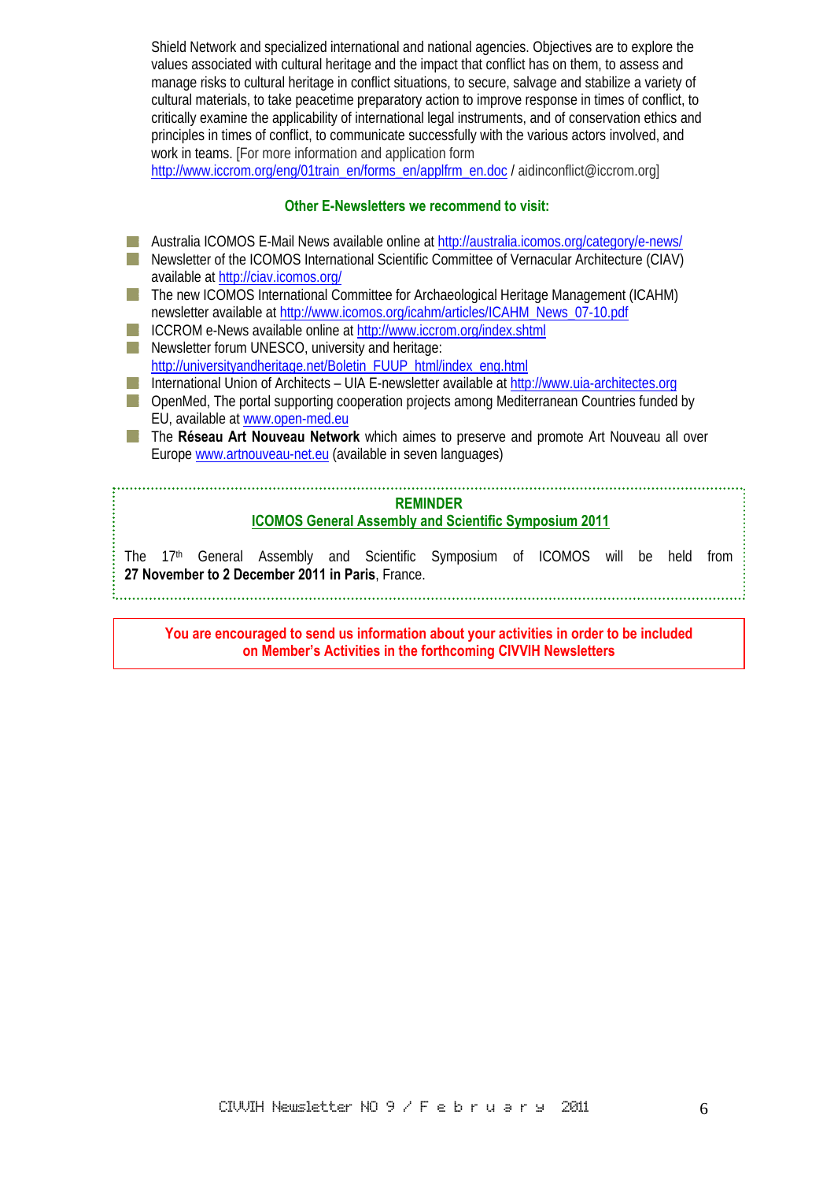Shield Network and specialized international and national agencies. Objectives are to explore the values associated with cultural heritage and the impact that conflict has on them, to assess and manage risks to cultural heritage in conflict situations, to secure, salvage and stabilize a variety of cultural materials, to take peacetime preparatory action to improve response in times of conflict, to critically examine the applicability of international legal instruments, and of conservation ethics and principles in times of conflict, to communicate successfully with the various actors involved, and work in teams. [For more information and application form http://www.iccrom.org/eng/01train_en/forms_en/applfrm_en.doc / aidinconflict@iccrom.org]

**Other E-Newsletters we recommend to visit:**

- Australia ICOMOS E-Mail News available online at http://australia.icomos.org/category/e-news/
- Newsletter of the ICOMOS International Scientific Committee of Vernacular Architecture (CIAV) available at http://ciav.icomos.org/
- The new ICOMOS International Committee for Archaeological Heritage Management (ICAHM) newsletter available at http://www.icomos.org/icahm/articles/ICAHM_News_07-10.pdf
- ICCROM e-News available online at http://www.iccrom.org/index.shtml
- Newsletter forum UNESCO, university and heritage: http://universityandheritage.net/Boletin_FUUP_html/index_eng.html
- International Union of Architects – UIA E-newsletter available at http://www.uia-architectes.org
- OpenMed, The portal supporting cooperation projects among Mediterranean Countries funded by EU, available at www.open-med.eu
- The **Réseau Art Nouveau Network** which aimes to preserve and promote Art Nouveau all over Europe www.artnouveau-net.eu (available in seven languages)

**REMINDER**

**ICOMOS General Assembly and Scientific Symposium 2011**

The 17th General Assembly and Scientific Symposium of ICOMOS will be held from **27 November to 2 December 2011 in Paris**, France.

**You are encouraged to send us information about your activities in order to be included on Member's Activities in the forthcoming CIVVIH Newsletters**